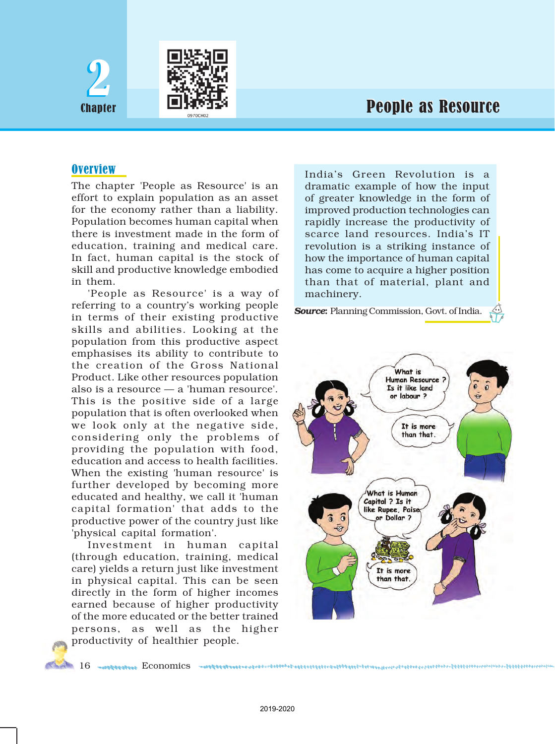# Chapter 2

# People as Resource

## Overview

The chapter 'People as Resource' is an effort to explain population as an asset for the economy rather than a liability. Population becomes human capital when there is investment made in the form of education, training and medical care. In fact, human capital is the stock of skill and productive knowledge embodied in them.

'People as Resource' is a way of referring to a country's working people in terms of their existing productive skills and abilities. Looking at the population from this productive aspect emphasises its ability to contribute to the creation of the Gross National Product. Like other resources population also is a resource — a 'human resource'. This is the positive side of a large population that is often overlooked when we look only at the negative side, considering only the problems of providing the population with food, education and access to health facilities. When the existing 'human resource' is further developed by becoming more educated and healthy, we call it 'human capital formation' that adds to the productive power of the country just like 'physical capital formation'.

Investment in human capital (through education, training, medical care) yields a return just like investment in physical capital. This can be seen directly in the form of higher incomes earned because of higher productivity of the more educated or the better trained persons, as well as the higher productivity of healthier people.

India's Green Revolution is a dramatic example of how the input of greater knowledge in the form of improved production technologies can rapidly increase the productivity of scarce land resources. India's IT revolution is a striking instance of how the importance of human capital has come to acquire a higher position than that of material, plant and machinery.

***Source*:** Planning Commission, Govt. of India.

What is Human Resource ? Is it like land or labour ?

It is more than that.

What is Human Capital ? Is it like Rupee, Paise or Dollar ?

It is more than that.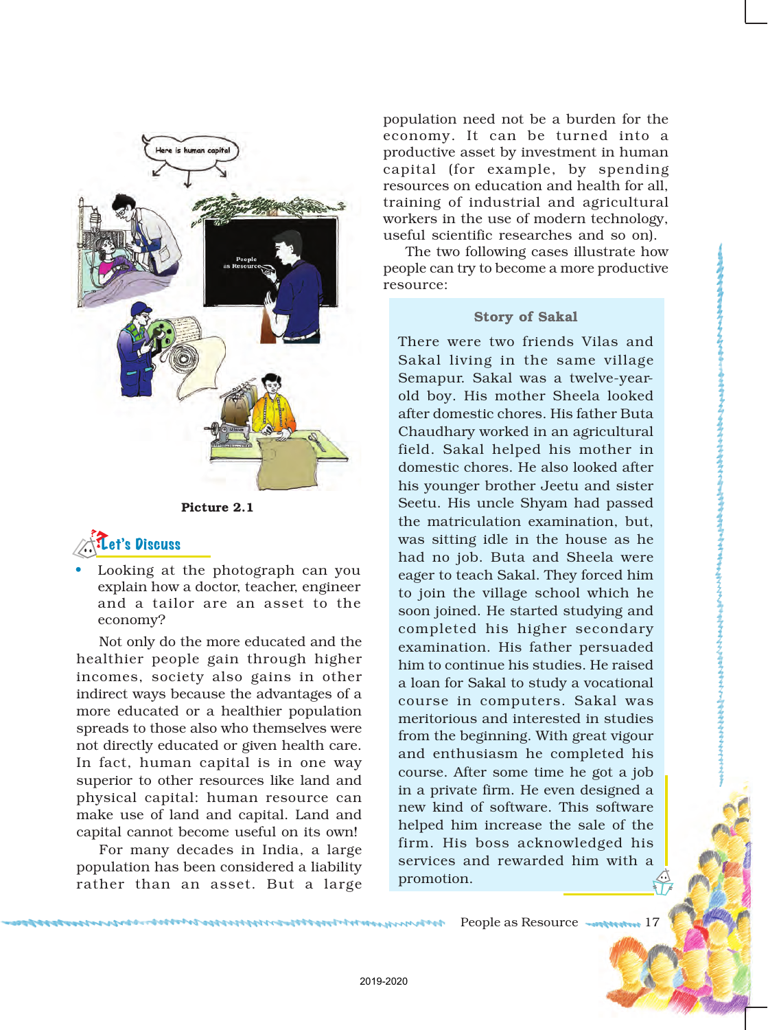Picture 2.1

### Let's Discuss

- Looking at the photograph can you explain how a doctor, teacher, engineer and a tailor are an asset to the economy?

Not only do the more educated and the healthier people gain through higher incomes, society also gains in other indirect ways because the advantages of a more educated or a healthier population spreads to those also who themselves were not directly educated or given health care. In fact, human capital is in one way superior to other resources like land and physical capital: human resource can make use of land and capital. Land and capital cannot become useful on its own!

For many decades in India, a large population has been considered a liability rather than an asset. But a large population need not be a burden for the economy. It can be turned into a productive asset by investment in human capital (for example, by spending resources on education and health for all, training of industrial and agricultural workers in the use of modern technology, useful scientific researches and so on).

The two following cases illustrate how people can try to become a more productive resource:

### Story of Sakal

There were two friends Vilas and Sakal living in the same village Semapur. Sakal was a twelve-year-old boy. His mother Sheela looked after domestic chores. His father Buta Chaudhary worked in an agricultural field. Sakal helped his mother in domestic chores. He also looked after his younger brother Jeetu and sister Seetu. His uncle Shyam had passed the matriculation examination, but, was sitting idle in the house as he had no job. Buta and Sheela were eager to teach Sakal. They forced him to join the village school which he soon joined. He started studying and completed his higher secondary examination. His father persuaded him to continue his studies. He raised a loan for Sakal to study a vocational course in computers. Sakal was meritorious and interested in studies from the beginning. With great vigour and enthusiasm he completed his course. After some time he got a job in a private firm. He even designed a new kind of software. This software helped him increase the sale of the firm. His boss acknowledged his services and rewarded him with a promotion.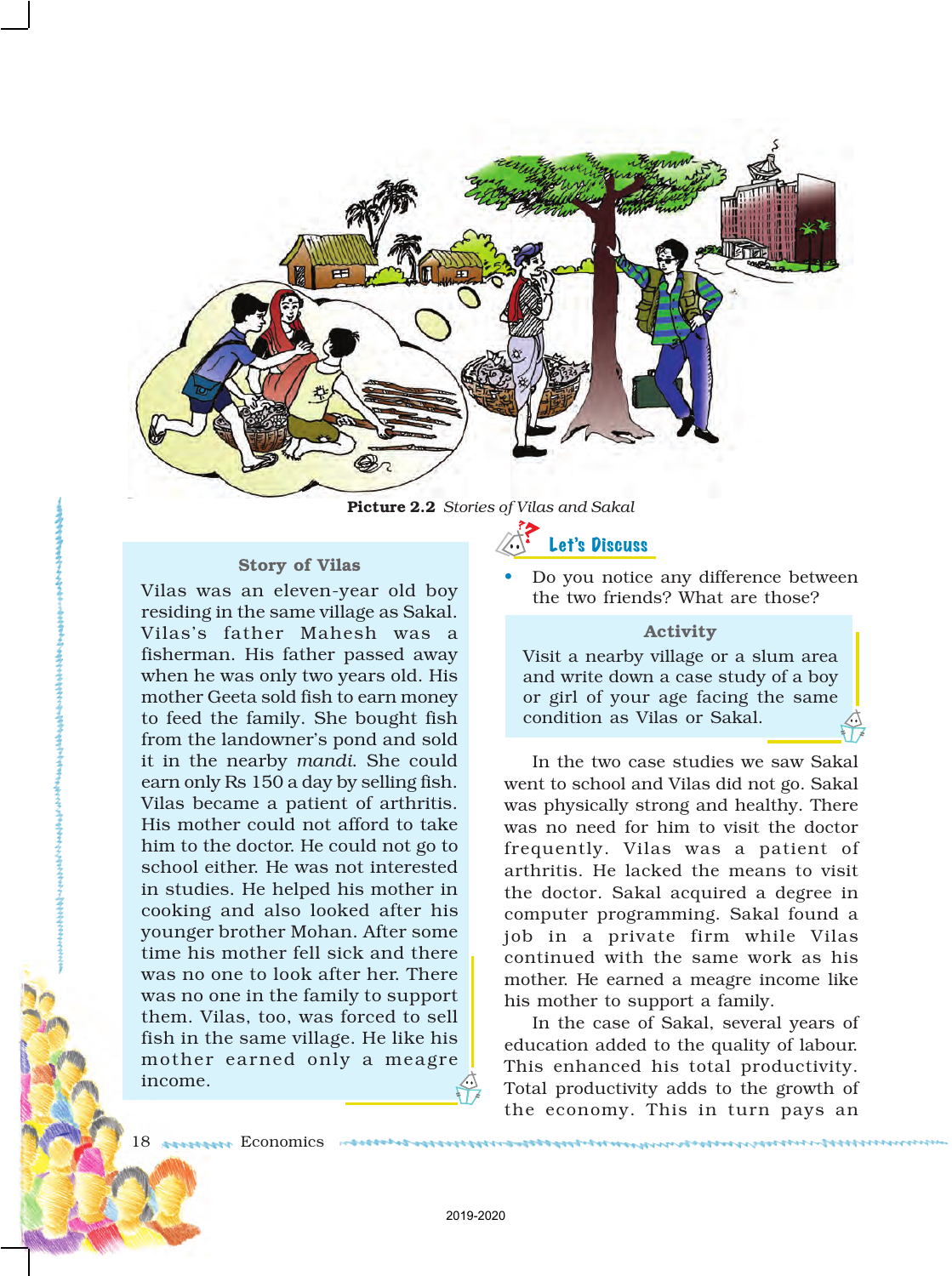**Picture 2.2** *Stories of Vilas and Sakal*

### Story of Vilas

Vilas was an eleven-year old boy residing in the same village as Sakal. Vilas's father Mahesh was a fisherman. His father passed away when he was only two years old. His mother Geeta sold fish to earn money to feed the family. She bought fish from the landowner's pond and sold it in the nearby *mandi*. She could earn only Rs 150 a day by selling fish. Vilas became a patient of arthritis. His mother could not afford to take him to the doctor. He could not go to school either. He was not interested in studies. He helped his mother in cooking and also looked after his younger brother Mohan. After some time his mother fell sick and there was no one to look after her. There was no one in the family to support them. Vilas, too, was forced to sell fish in the same village. He like his mother earned only a meagre income.

### Let's Discuss

- Do you notice any difference between the two friends? What are those?

### Activity

Visit a nearby village or a slum area and write down a case study of a boy or girl of your age facing the same condition as Vilas or Sakal.

In the two case studies we saw Sakal went to school and Vilas did not go. Sakal was physically strong and healthy. There was no need for him to visit the doctor frequently. Vilas was a patient of arthritis. He lacked the means to visit the doctor. Sakal acquired a degree in computer programming. Sakal found a job in a private firm while Vilas continued with the same work as his mother. He earned a meagre income like his mother to support a family.

In the case of Sakal, several years of education added to the quality of labour. This enhanced his total productivity. Total productivity adds to the growth of the economy. This in turn pays an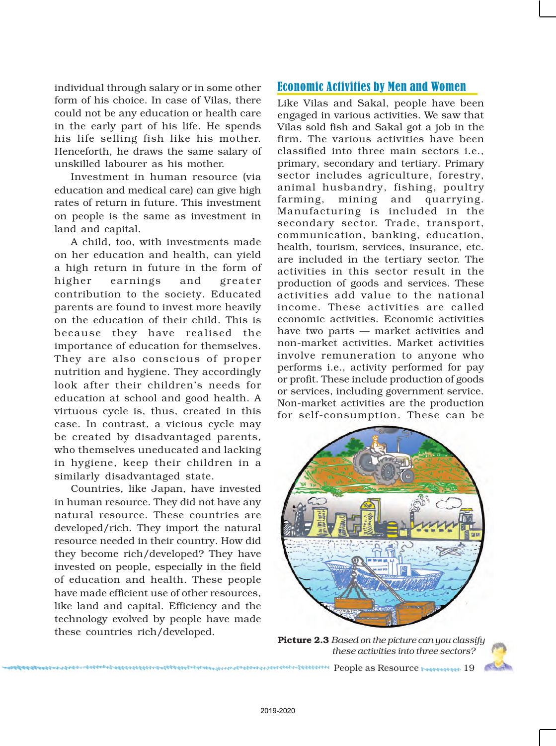individual through salary or in some other form of his choice. In case of Vilas, there could not be any education or health care in the early part of his life. He spends his life selling fish like his mother. Henceforth, he draws the same salary of unskilled labourer as his mother.

Investment in human resource (via education and medical care) can give high rates of return in future. This investment on people is the same as investment in land and capital.

A child, too, with investments made on her education and health, can yield a high return in future in the form of higher earnings and greater contribution to the society. Educated parents are found to invest more heavily on the education of their child. This is because they have realised the importance of education for themselves. They are also conscious of proper nutrition and hygiene. They accordingly look after their children's needs for education at school and good health. A virtuous cycle is, thus, created in this case. In contrast, a vicious cycle may be created by disadvantaged parents, who themselves uneducated and lacking in hygiene, keep their children in a similarly disadvantaged state.

Countries, like Japan, have invested in human resource. They did not have any natural resource. These countries are developed/rich. They import the natural resource needed in their country. How did they become rich/developed? They have invested on people, especially in the field of education and health. These people have made efficient use of other resources, like land and capital. Efficiency and the technology evolved by people have made these countries rich/developed.

## Economic Activities by Men and Women

Like Vilas and Sakal, people have been engaged in various activities. We saw that Vilas sold fish and Sakal got a job in the firm. The various activities have been classified into three main sectors i.e., primary, secondary and tertiary. Primary sector includes agriculture, forestry, animal husbandry, fishing, poultry farming, mining and quarrying. Manufacturing is included in the secondary sector. Trade, transport, communication, banking, education, health, tourism, services, insurance, etc. are included in the tertiary sector. The activities in this sector result in the production of goods and services. These activities add value to the national income. These activities are called economic activities. Economic activities have two parts — market activities and non-market activities. Market activities involve remuneration to anyone who performs i.e., activity performed for pay or profit. These include production of goods or services, including government service. Non-market activities are the production for self-consumption. These can be

**Picture 2.3** *Based on the picture can you classify these activities into three sectors?*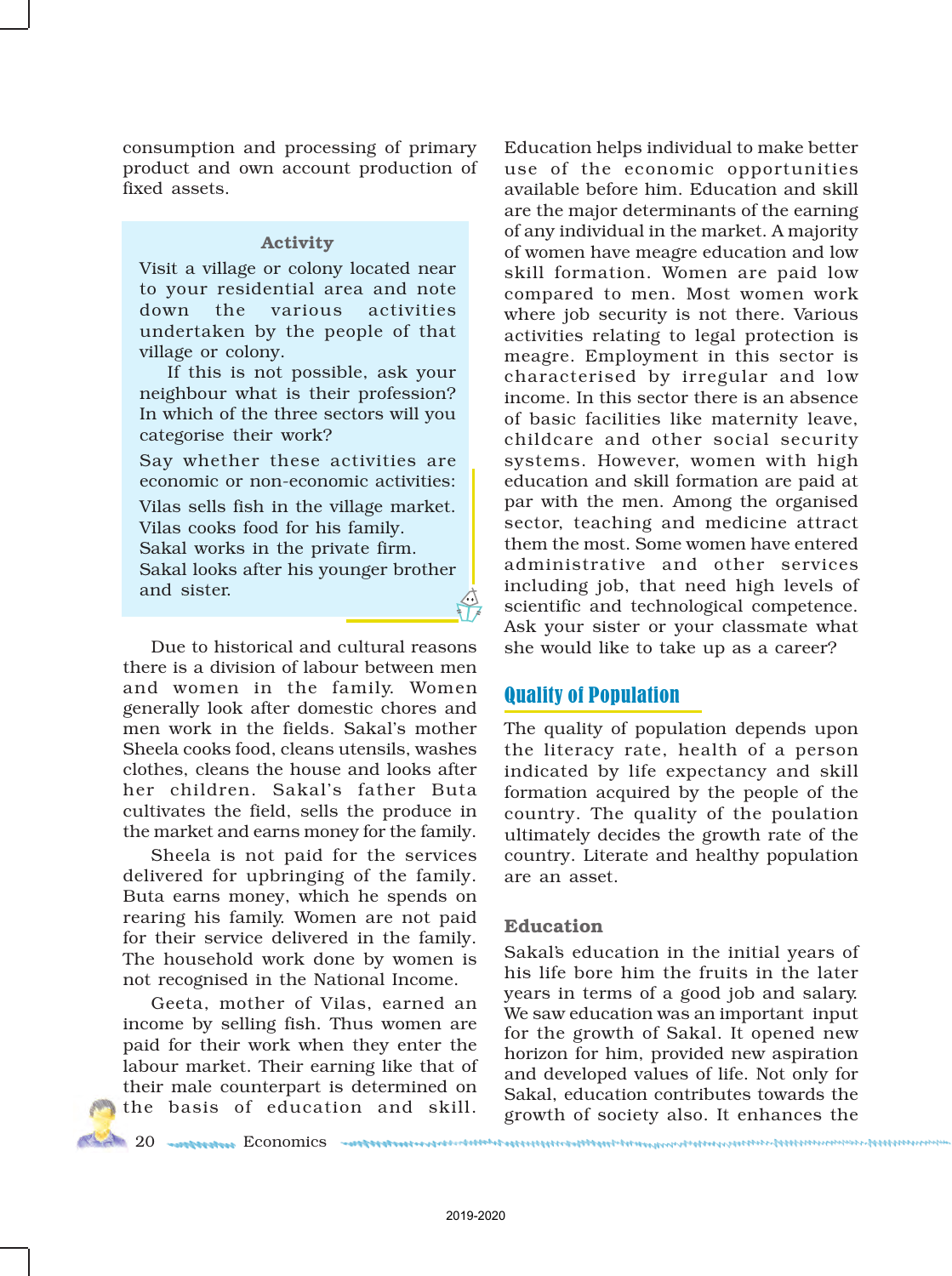consumption and processing of primary product and own account production of fixed assets.

> **Activity**
>
> Visit a village or colony located near to your residential area and note down the various activities undertaken by the people of that village or colony.
>
> If this is not possible, ask your neighbour what is their profession? In which of the three sectors will you categorise their work?
>
> Say whether these activities are economic or non-economic activities:
>
> Vilas sells fish in the village market.
> Vilas cooks food for his family.
> Sakal works in the private firm.
> Sakal looks after his younger brother and sister.

Due to historical and cultural reasons there is a division of labour between men and women in the family. Women generally look after domestic chores and men work in the fields. Sakal's mother Sheela cooks food, cleans utensils, washes clothes, cleans the house and looks after her children. Sakal's father Buta cultivates the field, sells the produce in the market and earns money for the family.

Sheela is not paid for the services delivered for upbringing of the family. Buta earns money, which he spends on rearing his family. Women are not paid for their service delivered in the family. The household work done by women is not recognised in the National Income.

Geeta, mother of Vilas, earned an income by selling fish. Thus women are paid for their work when they enter the labour market. Their earning like that of their male counterpart is determined on the basis of education and skill. Education helps individual to make better use of the economic opportunities available before him. Education and skill are the major determinants of the earning of any individual in the market. A majority of women have meagre education and low skill formation. Women are paid low compared to men. Most women work where job security is not there. Various activities relating to legal protection is meagre. Employment in this sector is characterised by irregular and low income. In this sector there is an absence of basic facilities like maternity leave, childcare and other social security systems. However, women with high education and skill formation are paid at par with the men. Among the organised sector, teaching and medicine attract them the most. Some women have entered administrative and other services including job, that need high levels of scientific and technological competence. Ask your sister or your classmate what she would like to take up as a career?

## Quality of Population

The quality of population depends upon the literacy rate, health of a person indicated by life expectancy and skill formation acquired by the people of the country. The quality of the poulation ultimately decides the growth rate of the country. Literate and healthy population are an asset.

### Education

Sakal's education in the initial years of his life bore him the fruits in the later years in terms of a good job and salary. We saw education was an important input for the growth of Sakal. It opened new horizon for him, provided new aspiration and developed values of life. Not only for Sakal, education contributes towards the growth of society also. It enhances the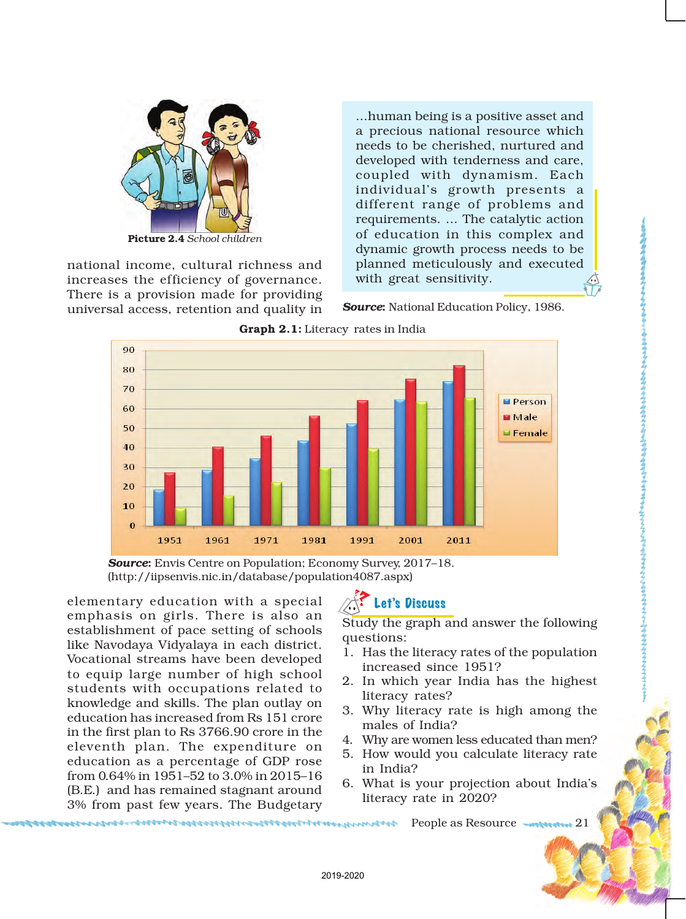Picture 2.4 *School children*

national income, cultural richness and increases the efficiency of governance. There is a provision made for providing universal access, retention and quality in elementary education with a special emphasis on girls. There is also an establishment of pace setting of schools like Navodaya Vidyalaya in each district. Vocational streams have been developed to equip large number of high school students with occupations related to knowledge and skills. The plan outlay on education has increased from Rs 151 crore in the first plan to Rs 3766.90 crore in the eleventh plan. The expenditure on education as a percentage of GDP rose from 0.64% in 1951–52 to 3.0% in 2015–16 (B.E.) and has remained stagnant around 3% from past few years. The Budgetary

> ...human being is a positive asset and a precious national resource which needs to be cherished, nurtured and developed with tenderness and care, coupled with dynamism. Each individual's growth presents a different range of problems and requirements. ... The catalytic action of education in this complex and dynamic growth process needs to be planned meticulously and executed with great sensitivity.

***Source*****:** National Education Policy, 1986.

**Graph 2.1:** Literacy rates in India

90
80
70
60
50
40
30
20
10
0

1951 1961 1971 1981 1991 2001 2011

Person
Male
Female

***Source*****:** Envis Centre on Population; Economy Survey, 2017–18. (http://iipsenvis.nic.in/database/population4087.aspx)

### Let's Discuss

Study the graph and answer the following questions:

1. Has the literacy rates of the population increased since 1951?
2. In which year India has the highest literacy rates?
3. Why literacy rate is high among the males of India?
4. Why are women less educated than men?
5. How would you calculate literacy rate in India?
6. What is your projection about India's literacy rate in 2020?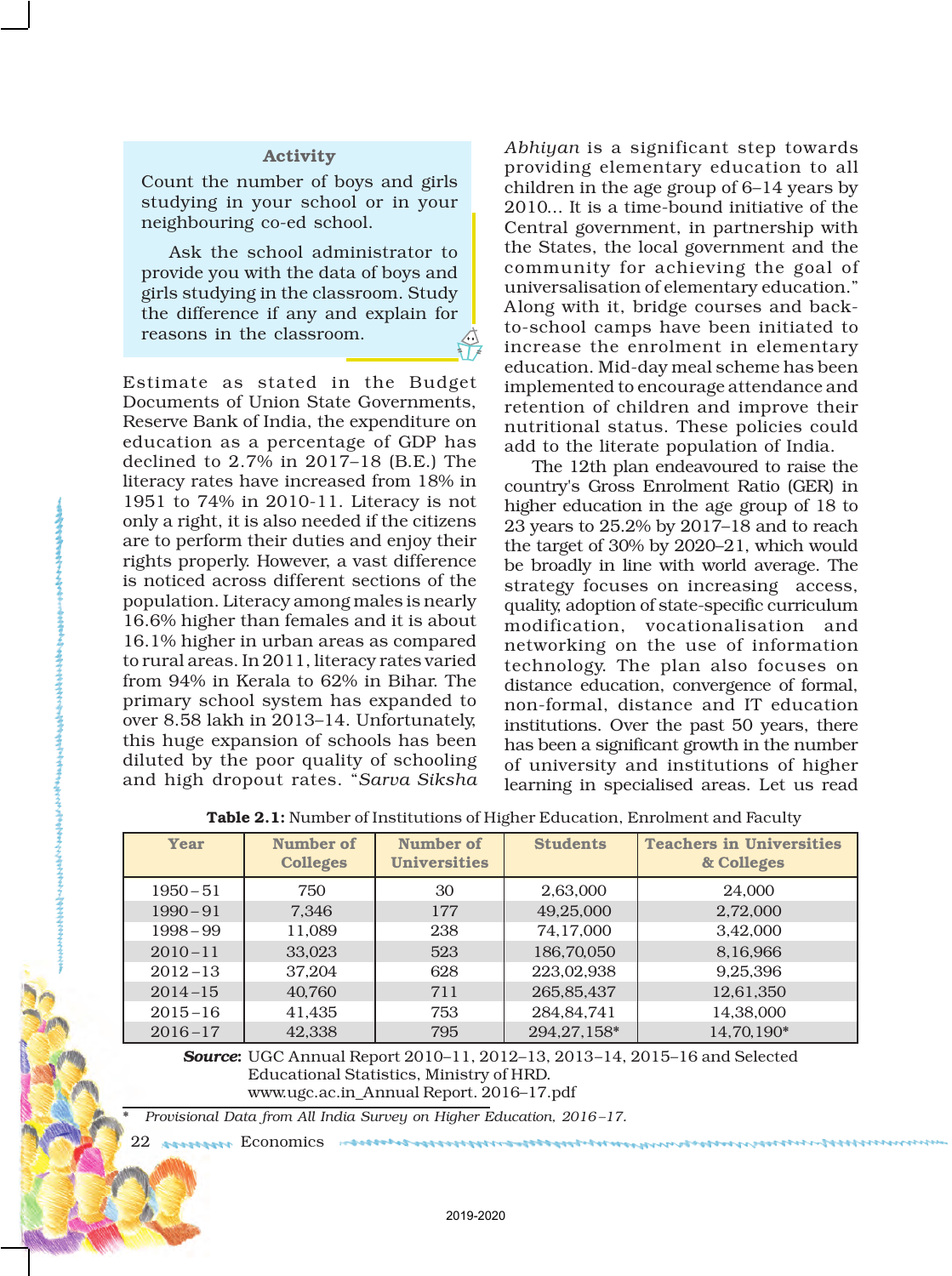**Activity**

Count the number of boys and girls studying in your school or in your neighbouring co-ed school.

Ask the school administrator to provide you with the data of boys and girls studying in the classroom. Study the difference if any and explain for reasons in the classroom.

Estimate as stated in the Budget Documents of Union State Governments, Reserve Bank of India, the expenditure on education as a percentage of GDP has declined to 2.7% in 2017–18 (B.E.) The literacy rates have increased from 18% in 1951 to 74% in 2010-11. Literacy is not only a right, it is also needed if the citizens are to perform their duties and enjoy their rights properly. However, a vast difference is noticed across different sections of the population. Literacy among males is nearly 16.6% higher than females and it is about 16.1% higher in urban areas as compared to rural areas. In 2011, literacy rates varied from 94% in Kerala to 62% in Bihar. The primary school system has expanded to over 8.58 lakh in 2013–14. Unfortunately, this huge expansion of schools has been diluted by the poor quality of schooling and high dropout rates. "*Sarva Siksha Abhiyan* is a significant step towards providing elementary education to all children in the age group of 6–14 years by 2010... It is a time-bound initiative of the Central government, in partnership with the States, the local government and the community for achieving the goal of universalisation of elementary education." Along with it, bridge courses and back-to-school camps have been initiated to increase the enrolment in elementary education. Mid-day meal scheme has been implemented to encourage attendance and retention of children and improve their nutritional status. These policies could add to the literate population of India.

The 12th plan endeavoured to raise the country's Gross Enrolment Ratio (GER) in higher education in the age group of 18 to 23 years to 25.2% by 2017–18 and to reach the target of 30% by 2020–21, which would be broadly in line with world average. The strategy focuses on increasing access, quality, adoption of state-specific curriculum modification, vocationalisation and networking on the use of information technology. The plan also focuses on distance education, convergence of formal, non-formal, distance and IT education institutions. Over the past 50 years, there has been a significant growth in the number of university and institutions of higher learning in specialised areas. Let us read

**Table 2.1:** Number of Institutions of Higher Education, Enrolment and Faculty

| Year | Number of Colleges | Number of Universities | Students | Teachers in Universities & Colleges |
|---|---|---|---|---|
| 1950–51 | 750 | 30 | 2,63,000 | 24,000 |
| 1990–91 | 7,346 | 177 | 49,25,000 | 2,72,000 |
| 1998–99 | 11,089 | 238 | 74,17,000 | 3,42,000 |
| 2010–11 | 33,023 | 523 | 186,70,050 | 8,16,966 |
| 2012–13 | 37,204 | 628 | 223,02,938 | 9,25,396 |
| 2014–15 | 40,760 | 711 | 265,85,437 | 12,61,350 |
| 2015–16 | 41,435 | 753 | 284,84,741 | 14,38,000 |
| 2016–17 | 42,338 | 795 | 294,27,158* | 14,70,190* |

***Source:*** UGC Annual Report 2010–11, 2012–13, 2013–14, 2015–16 and Selected Educational Statistics, Ministry of HRD. www.ugc.ac.in_Annual Report. 2016–17.pdf

\* *Provisional Data from All India Survey on Higher Education, 2016–17.*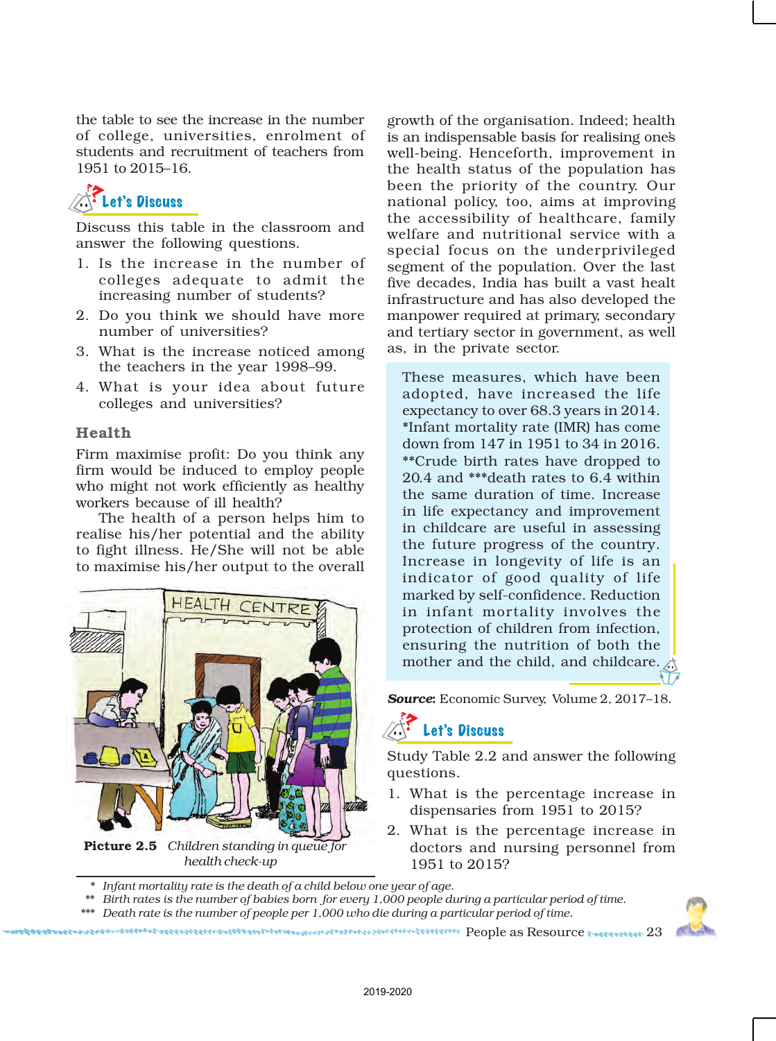the table to see the increase in the number of college, universities, enrolment of students and recruitment of teachers from 1951 to 2015–16.

**Let's Discuss**

Discuss this table in the classroom and answer the following questions.

1. Is the increase in the number of colleges adequate to admit the increasing number of students?
2. Do you think we should have more number of universities?
3. What is the increase noticed among the teachers in the year 1998–99.
4. What is your idea about future colleges and universities?

## Health

Firm maximise profit: Do you think any firm would be induced to employ people who might not work efficiently as healthy workers because of ill health?

The health of a person helps him to realise his/her potential and the ability to fight illness. He/She will not be able to maximise his/her output to the overall growth of the organisation. Indeed; health is an indispensable basis for realising one's well-being. Henceforth, improvement in the health status of the population has been the priority of the country. Our national policy, too, aims at improving the accessibility of healthcare, family welfare and nutritional service with a special focus on the underprivileged segment of the population. Over the last five decades, India has built a vast heath infrastructure and has also developed the manpower required at primary, secondary and tertiary sector in government, as well as, in the private sector.

**Picture 2.5** *Children standing in queue for health check-up*

These measures, which have been adopted, have increased the life expectancy to over 68.3 years in 2014. *Infant mortality rate (IMR) has come down from 147 in 1951 to 34 in 2016. **Crude birth rates have dropped to 20.4 and ***death rates to 6.4 within the same duration of time. Increase in life expectancy and improvement in childcare are useful in assessing the future progress of the country. Increase in longevity of life is an indicator of good quality of life marked by self-confidence. Reduction in infant mortality involves the protection of children from infection, ensuring the nutrition of both the mother and the child, and childcare.

***Source*:** Economic Survey, Volume 2, 2017–18.

**Let's Discuss**

Study Table 2.2 and answer the following questions.

1. What is the percentage increase in dispensaries from 1951 to 2015?
2. What is the percentage increase in doctors and nursing personnel from 1951 to 2015?

\* *Infant mortality rate is the death of a child below one year of age.*

\** *Birth rates is the number of babies born for every 1,000 people during a particular period of time.*

\*** *Death rate is the number of people per 1,000 who die during a particular period of time.*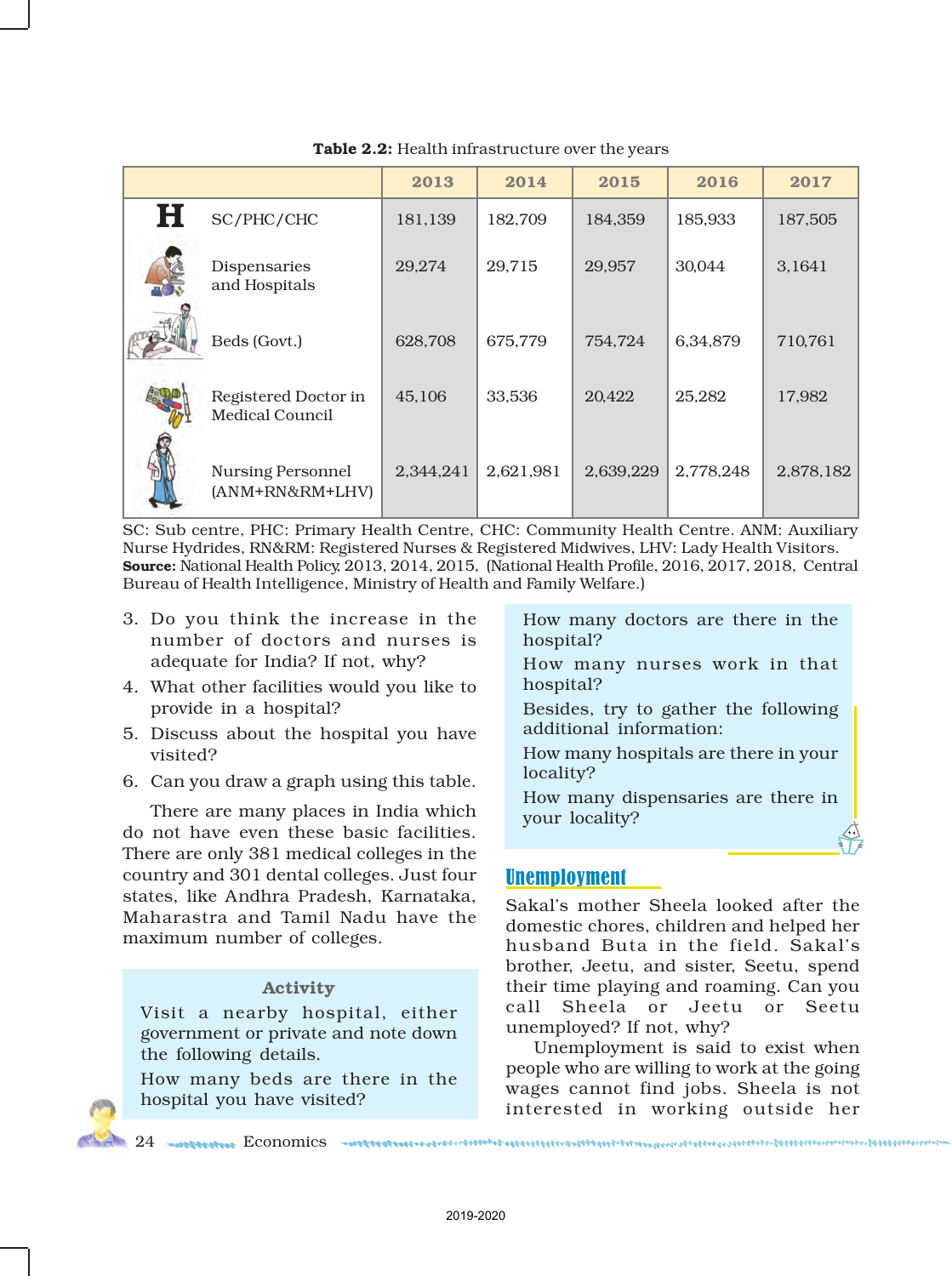**Table 2.2:** Health infrastructure over the years

| | 2013 | 2014 | 2015 | 2016 | 2017 |
|---|---|---|---|---|---|
| SC/PHC/CHC | 181,139 | 182,709 | 184,359 | 185,933 | 187,505 |
| Dispensaries and Hospitals | 29,274 | 29,715 | 29,957 | 30,044 | 3,1641 |
| Beds (Govt.) | 628,708 | 675,779 | 754,724 | 6,34,879 | 710,761 |
| Registered Doctor in Medical Council | 45,106 | 33,536 | 20,422 | 25,282 | 17,982 |
| Nursing Personnel (ANM+RN&RM+LHV) | 2,344,241 | 2,621,981 | 2,639,229 | 2,778,248 | 2,878,182 |

SC: Sub centre, PHC: Primary Health Centre, CHC: Community Health Centre. ANM: Auxiliary Nurse Hydrides, RN&RM: Registered Nurses & Registered Midwives, LHV: Lady Health Visitors.
**Source:** National Health Policy, 2013, 2014, 2015, (National Health Profile, 2016, 2017, 2018, Central Bureau of Health Intelligence, Ministry of Health and Family Welfare.)

3. Do you think the increase in the number of doctors and nurses is adequate for India? If not, why?
4. What other facilities would you like to provide in a hospital?
5. Discuss about the hospital you have visited?
6. Can you draw a graph using this table.

There are many places in India which do not have even these basic facilities. There are only 381 medical colleges in the country and 301 dental colleges. Just four states, like Andhra Pradesh, Karnataka, Maharastra and Tamil Nadu have the maximum number of colleges.

**Activity**

Visit a nearby hospital, either government or private and note down the following details.

How many beds are there in the hospital you have visited?

How many doctors are there in the hospital?

How many nurses work in that hospital?

Besides, try to gather the following additional information:

How many hospitals are there in your locality?

How many dispensaries are there in your locality?

## Unemployment

Sakal's mother Sheela looked after the domestic chores, children and helped her husband Buta in the field. Sakal's brother, Jeetu, and sister, Seetu, spend their time playing and roaming. Can you call Sheela or Jeetu or Seetu unemployed? If not, why?

Unemployment is said to exist when people who are willing to work at the going wages cannot find jobs. Sheela is not interested in working outside her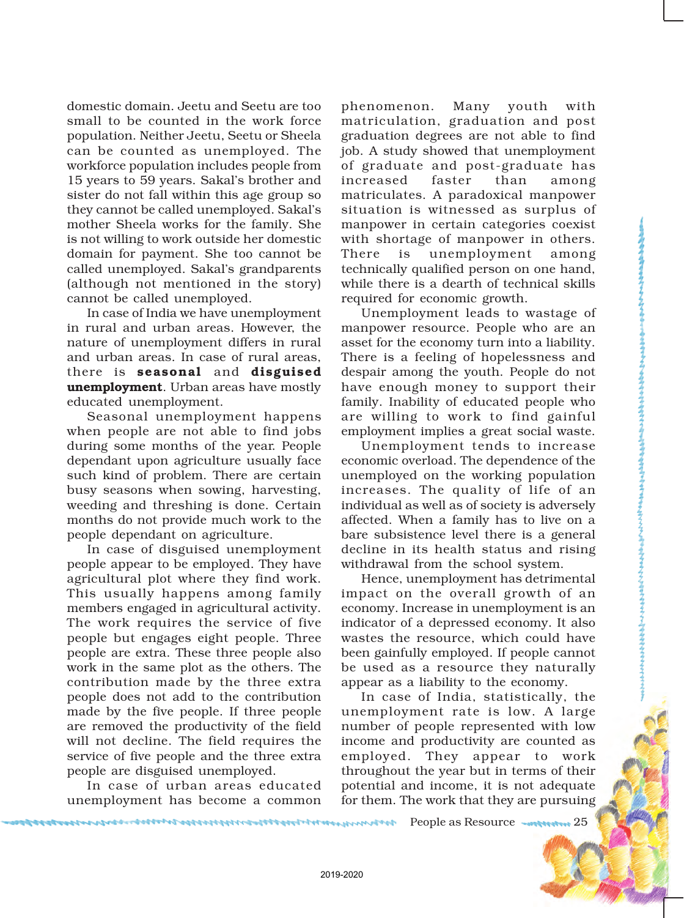domestic domain. Jeetu and Seetu are too small to be counted in the work force population. Neither Jeetu, Seetu or Sheela can be counted as unemployed. The workforce population includes people from 15 years to 59 years. Sakal's brother and sister do not fall within this age group so they cannot be called unemployed. Sakal's mother Sheela works for the family. She is not willing to work outside her domestic domain for payment. She too cannot be called unemployed. Sakal's grandparents (although not mentioned in the story) cannot be called unemployed.

In case of India we have unemployment in rural and urban areas. However, the nature of unemployment differs in rural and urban areas. In case of rural areas, there is **seasonal** and **disguised unemployment**. Urban areas have mostly educated unemployment.

Seasonal unemployment happens when people are not able to find jobs during some months of the year. People dependant upon agriculture usually face such kind of problem. There are certain busy seasons when sowing, harvesting, weeding and threshing is done. Certain months do not provide much work to the people dependant on agriculture.

In case of disguised unemployment people appear to be employed. They have agricultural plot where they find work. This usually happens among family members engaged in agricultural activity. The work requires the service of five people but engages eight people. Three people are extra. These three people also work in the same plot as the others. The contribution made by the three extra people does not add to the contribution made by the five people. If three people are removed the productivity of the field will not decline. The field requires the service of five people and the three extra people are disguised unemployed.

In case of urban areas educated unemployment has become a common phenomenon. Many youth with matriculation, graduation and post graduation degrees are not able to find job. A study showed that unemployment of graduate and post-graduate has increased faster than among matriculates. A paradoxical manpower situation is witnessed as surplus of manpower in certain categories coexist with shortage of manpower in others. There is unemployment among technically qualified person on one hand, while there is a dearth of technical skills required for economic growth.

Unemployment leads to wastage of manpower resource. People who are an asset for the economy turn into a liability. There is a feeling of hopelessness and despair among the youth. People do not have enough money to support their family. Inability of educated people who are willing to work to find gainful employment implies a great social waste.

Unemployment tends to increase economic overload. The dependence of the unemployed on the working population increases. The quality of life of an individual as well as of society is adversely affected. When a family has to live on a bare subsistence level there is a general decline in its health status and rising withdrawal from the school system.

Hence, unemployment has detrimental impact on the overall growth of an economy. Increase in unemployment is an indicator of a depressed economy. It also wastes the resource, which could have been gainfully employed. If people cannot be used as a resource they naturally appear as a liability to the economy.

In case of India, statistically, the unemployment rate is low. A large number of people represented with low income and productivity are counted as employed. They appear to work throughout the year but in terms of their potential and income, it is not adequate for them. The work that they are pursuing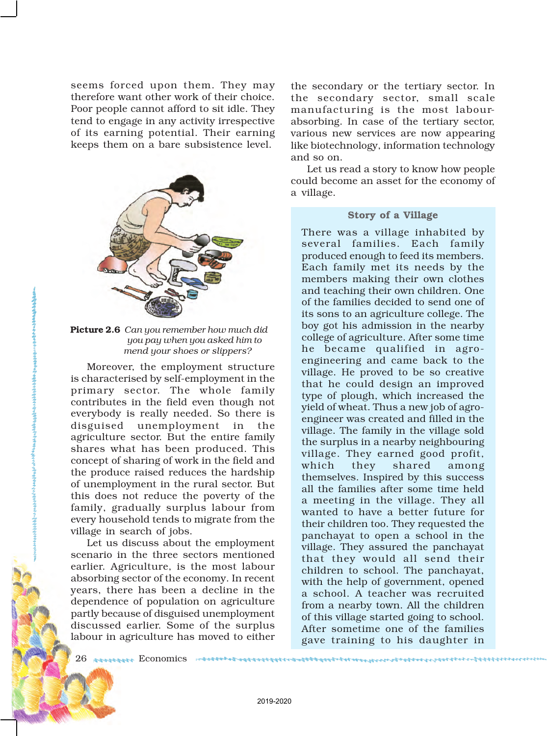seems forced upon them. They may therefore want other work of their choice. Poor people cannot afford to sit idle. They tend to engage in any activity irrespective of its earning potential. Their earning keeps them on a bare subsistence level.

**Picture 2.6** *Can you remember how much did you pay when you asked him to mend your shoes or slippers?*

Moreover, the employment structure is characterised by self-employment in the primary sector. The whole family contributes in the field even though not everybody is really needed. So there is disguised unemployment in the agriculture sector. But the entire family shares what has been produced. This concept of sharing of work in the field and the produce raised reduces the hardship of unemployment in the rural sector. But this does not reduce the poverty of the family, gradually surplus labour from every household tends to migrate from the village in search of jobs.

Let us discuss about the employment scenario in the three sectors mentioned earlier. Agriculture, is the most labour absorbing sector of the economy. In recent years, there has been a decline in the dependence of population on agriculture partly because of disguised unemployment discussed earlier. Some of the surplus labour in agriculture has moved to either the secondary or the tertiary sector. In the secondary sector, small scale manufacturing is the most labour-absorbing. In case of the tertiary sector, various new services are now appearing like biotechnology, information technology and so on.

Let us read a story to know how people could become an asset for the economy of a village.

### Story of a Village

There was a village inhabited by several families. Each family produced enough to feed its members. Each family met its needs by the members making their own clothes and teaching their own children. One of the families decided to send one of its sons to an agriculture college. The boy got his admission in the nearby college of agriculture. After some time he became qualified in agro-engineering and came back to the village. He proved to be so creative that he could design an improved type of plough, which increased the yield of wheat. Thus a new job of agro-engineer was created and filled in the village. The family in the village sold the surplus in a nearby neighbouring village. They earned good profit, which they shared among themselves. Inspired by this success all the families after some time held a meeting in the village. They all wanted to have a better future for their children too. They requested the panchayat to open a school in the village. They assured the panchayat that they would all send their children to school. The panchayat, with the help of government, opened a school. A teacher was recruited from a nearby town. All the children of this village started going to school. After sometime one of the families gave training to his daughter in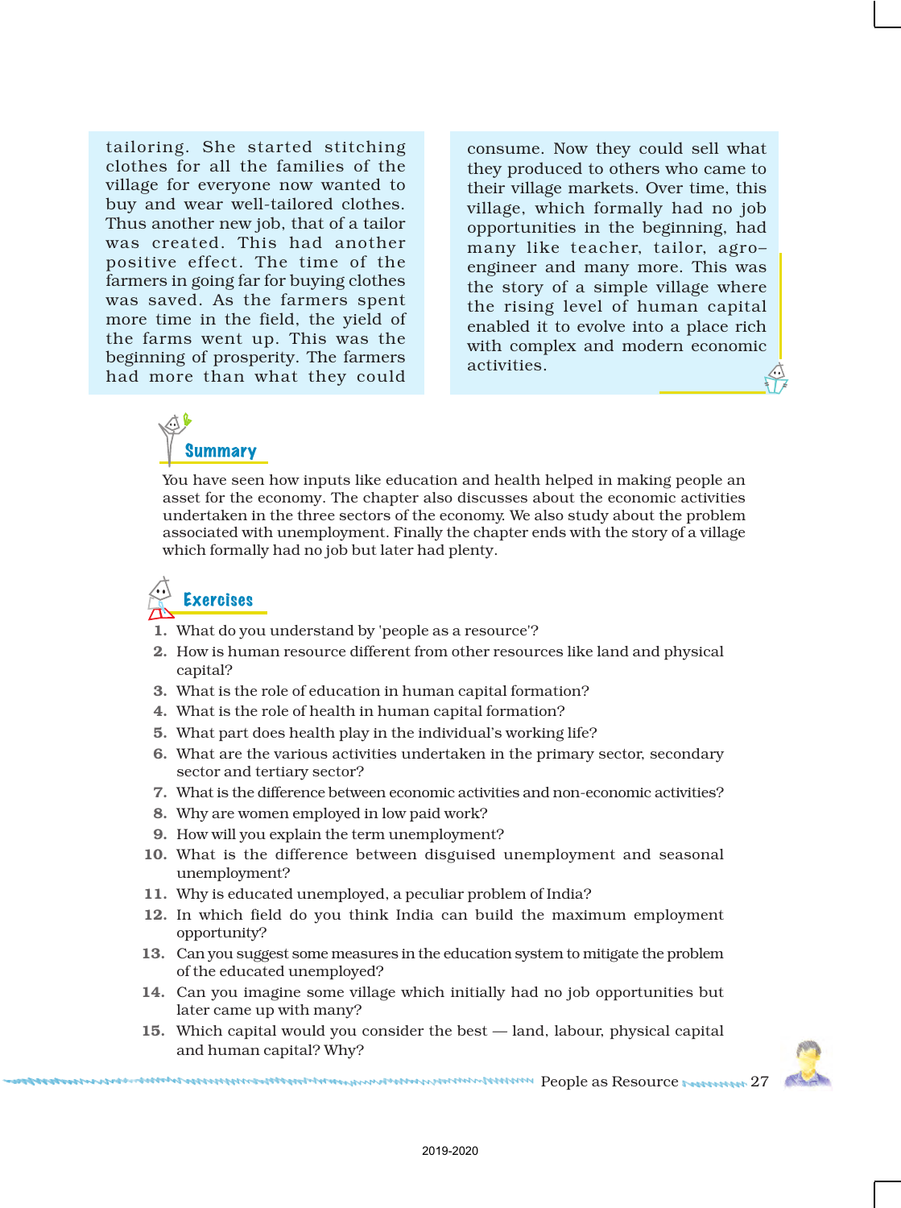tailoring. She started stitching clothes for all the families of the village for everyone now wanted to buy and wear well-tailored clothes. Thus another new job, that of a tailor was created. This had another positive effect. The time of the farmers in going far for buying clothes was saved. As the farmers spent more time in the field, the yield of the farms went up. This was the beginning of prosperity. The farmers had more than what they could consume. Now they could sell what they produced to others who came to their village markets. Over time, this village, which formally had no job opportunities in the beginning, had many like teacher, tailor, agro–engineer and many more. This was the story of a simple village where the rising level of human capital enabled it to evolve into a place rich with complex and modern economic activities.

## Summary

You have seen how inputs like education and health helped in making people an asset for the economy. The chapter also discusses about the economic activities undertaken in the three sectors of the economy. We also study about the problem associated with unemployment. Finally the chapter ends with the story of a village which formally had no job but later had plenty.

## Exercises

1. What do you understand by 'people as a resource'?
2. How is human resource different from other resources like land and physical capital?
3. What is the role of education in human capital formation?
4. What is the role of health in human capital formation?
5. What part does health play in the individual's working life?
6. What are the various activities undertaken in the primary sector, secondary sector and tertiary sector?
7. What is the difference between economic activities and non-economic activities?
8. Why are women employed in low paid work?
9. How will you explain the term unemployment?
10. What is the difference between disguised unemployment and seasonal unemployment?
11. Why is educated unemployed, a peculiar problem of India?
12. In which field do you think India can build the maximum employment opportunity?
13. Can you suggest some measures in the education system to mitigate the problem of the educated unemployed?
14. Can you imagine some village which initially had no job opportunities but later came up with many?
15. Which capital would you consider the best — land, labour, physical capital and human capital? Why?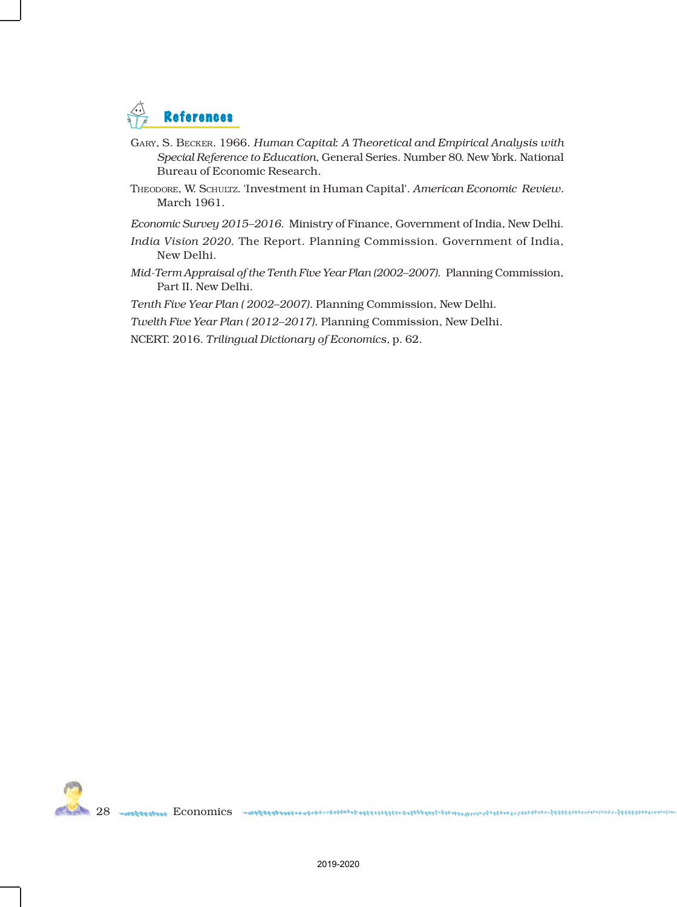## References

GARY, S. BECKER. 1966. *Human Capital: A Theoretical and Empirical Analysis with Special Reference to Education*, General Series. Number 80. New York. National Bureau of Economic Research.

THEODORE, W. SCHULTZ. 'Investment in Human Capital'. *American Economic Review.* March 1961.

*Economic Survey 2015–2016.* Ministry of Finance, Government of India, New Delhi.

*India Vision 2020.* The Report. Planning Commission. Government of India, New Delhi.

*Mid-Term Appraisal of the Tenth Five Year Plan (2002–2007).* Planning Commission, Part II. New Delhi.

*Tenth Five Year Plan ( 2002–2007).* Planning Commission, New Delhi.

*Twelth Five Year Plan ( 2012–2017).* Planning Commission, New Delhi.

NCERT. 2016. *Trilingual Dictionary of Economics*, p. 62.